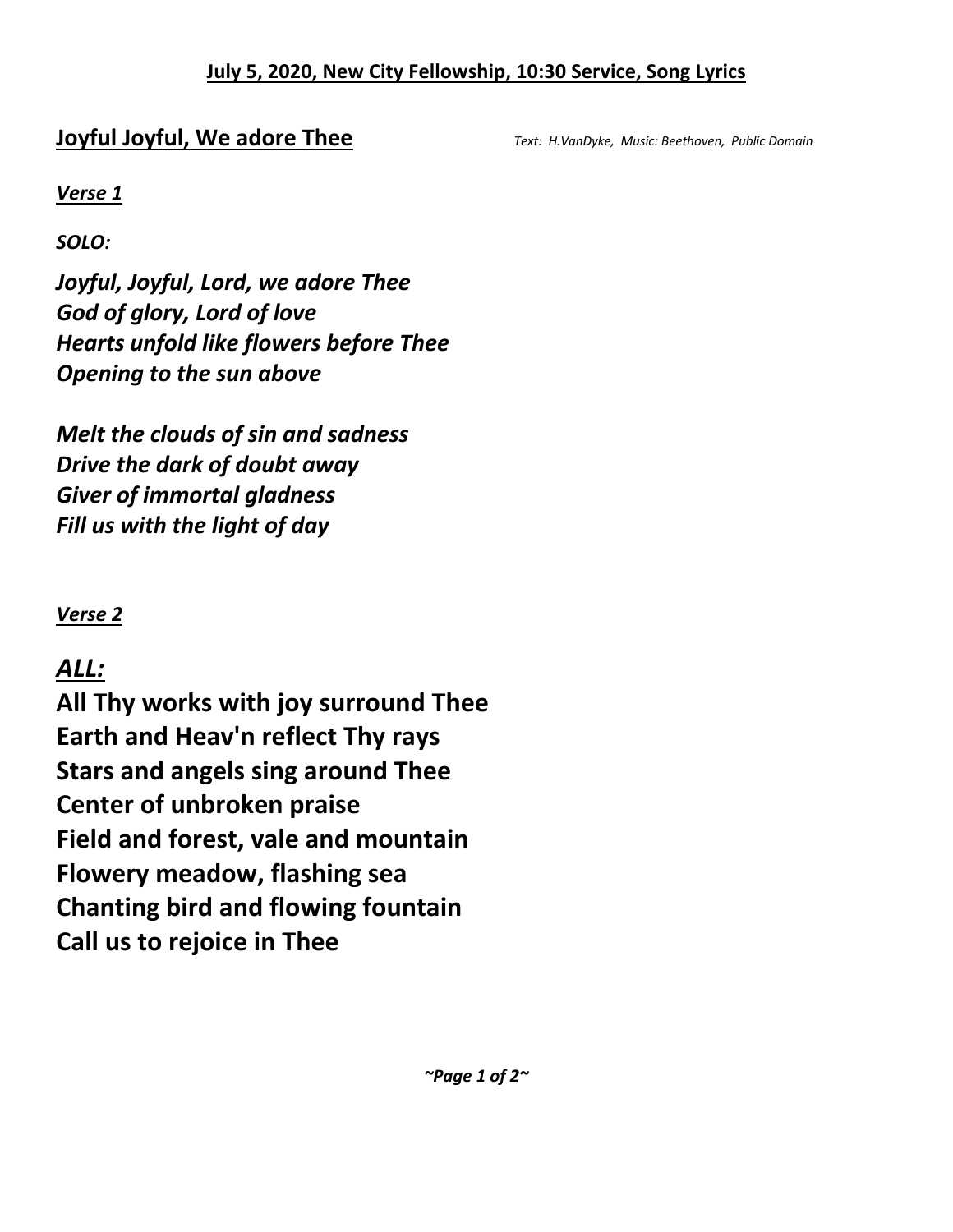**July 5, 2020, New City Fellowship, 10:30 Service, Song Lyrics**

## Joyful Joyful, We adore Thee

*Text: H.VanDyke, Music: Beethoven, Public Domain*

***Verse 1***

***SOLO:***

***Joyful, Joyful, Lord, we adore Thee***
***God of glory, Lord of love***
***Hearts unfold like flowers before Thee***
***Opening to the sun above***

***Melt the clouds of sin and sadness***
***Drive the dark of doubt away***
***Giver of immortal gladness***
***Fill us with the light of day***

***Verse 2***

***ALL:***

**All Thy works with joy surround Thee**
**Earth and Heav'n reflect Thy rays**
**Stars and angels sing around Thee**
**Center of unbroken praise**
**Field and forest, vale and mountain**
**Flowery meadow, flashing sea**
**Chanting bird and flowing fountain**
**Call us to rejoice in Thee**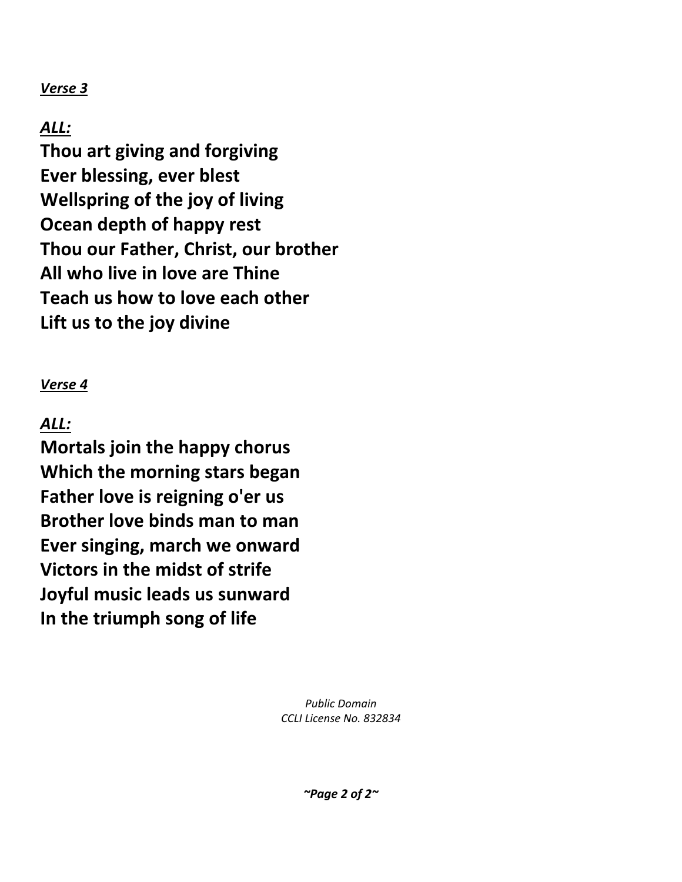***Verse 3***

***ALL:***

**Thou art giving and forgiving**
**Ever blessing, ever blest**
**Wellspring of the joy of living**
**Ocean depth of happy rest**
**Thou our Father, Christ, our brother**
**All who live in love are Thine**
**Teach us how to love each other**
**Lift us to the joy divine**

***Verse 4***

***ALL:***

**Mortals join the happy chorus**
**Which the morning stars began**
**Father love is reigning o'er us**
**Brother love binds man to man**
**Ever singing, march we onward**
**Victors in the midst of strife**
**Joyful music leads us sunward**
**In the triumph song of life**

*Public Domain*
*CCLI License No. 832834*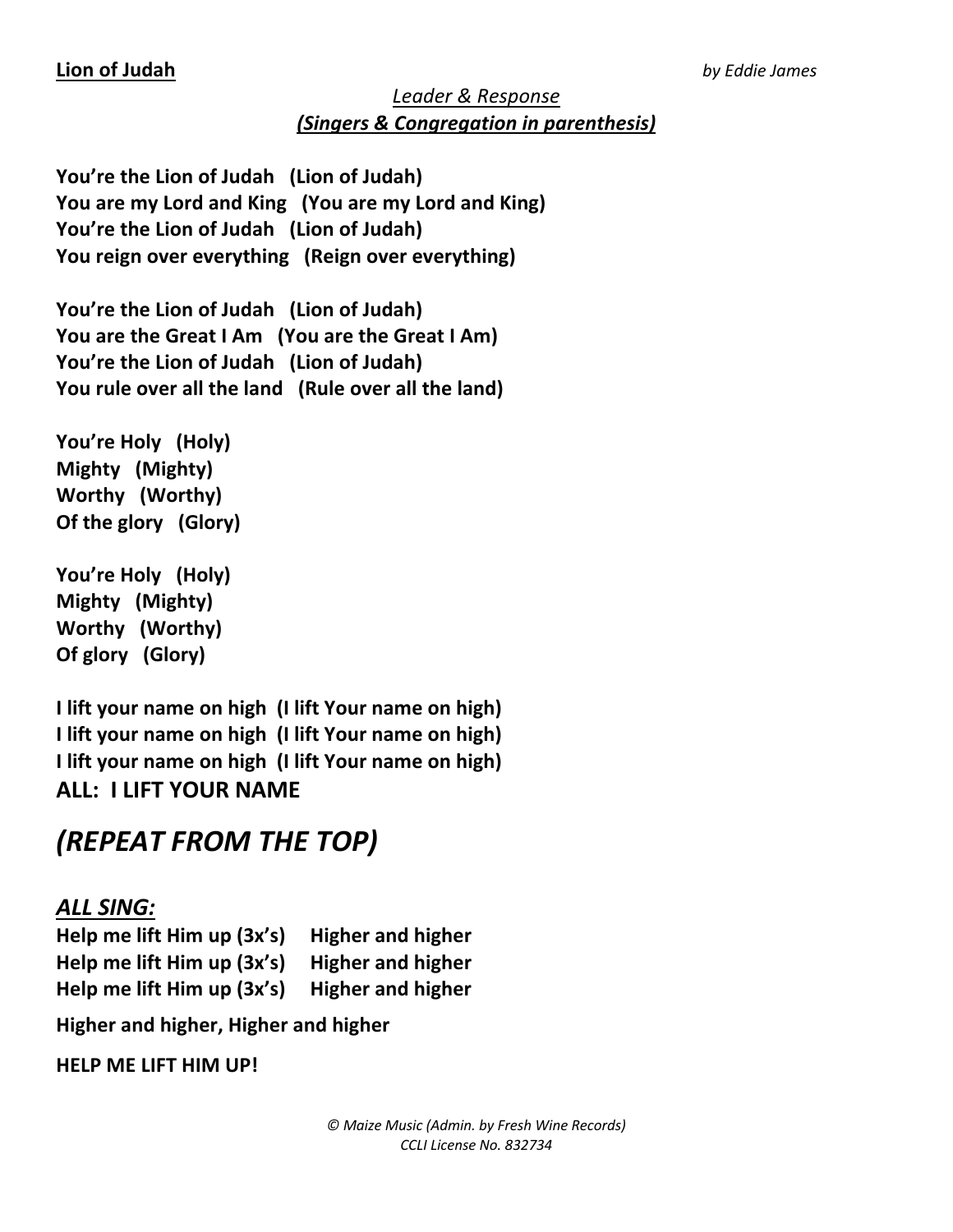**Lion of Judah** *by Eddie James*

*Leader & Response*
***(Singers & Congregation in parenthesis)***

**You're the Lion of Judah (Lion of Judah)**
**You are my Lord and King (You are my Lord and King)**
**You're the Lion of Judah (Lion of Judah)**
**You reign over everything (Reign over everything)**

**You're the Lion of Judah (Lion of Judah)**
**You are the Great I Am (You are the Great I Am)**
**You're the Lion of Judah (Lion of Judah)**
**You rule over all the land (Rule over all the land)**

**You're Holy (Holy)**
**Mighty (Mighty)**
**Worthy (Worthy)**
**Of the glory (Glory)**

**You're Holy (Holy)**
**Mighty (Mighty)**
**Worthy (Worthy)**
**Of glory (Glory)**

**I lift your name on high (I lift Your name on high)**
**I lift your name on high (I lift Your name on high)**
**I lift your name on high (I lift Your name on high)**
**ALL: I LIFT YOUR NAME**

## *(REPEAT FROM THE TOP)*

***ALL SING:***
**Help me lift Him up (3x's) Higher and higher**
**Help me lift Him up (3x's) Higher and higher**
**Help me lift Him up (3x's) Higher and higher**

**Higher and higher, Higher and higher**

**HELP ME LIFT HIM UP!**

*© Maize Music (Admin. by Fresh Wine Records)*
*CCLI License No. 832734*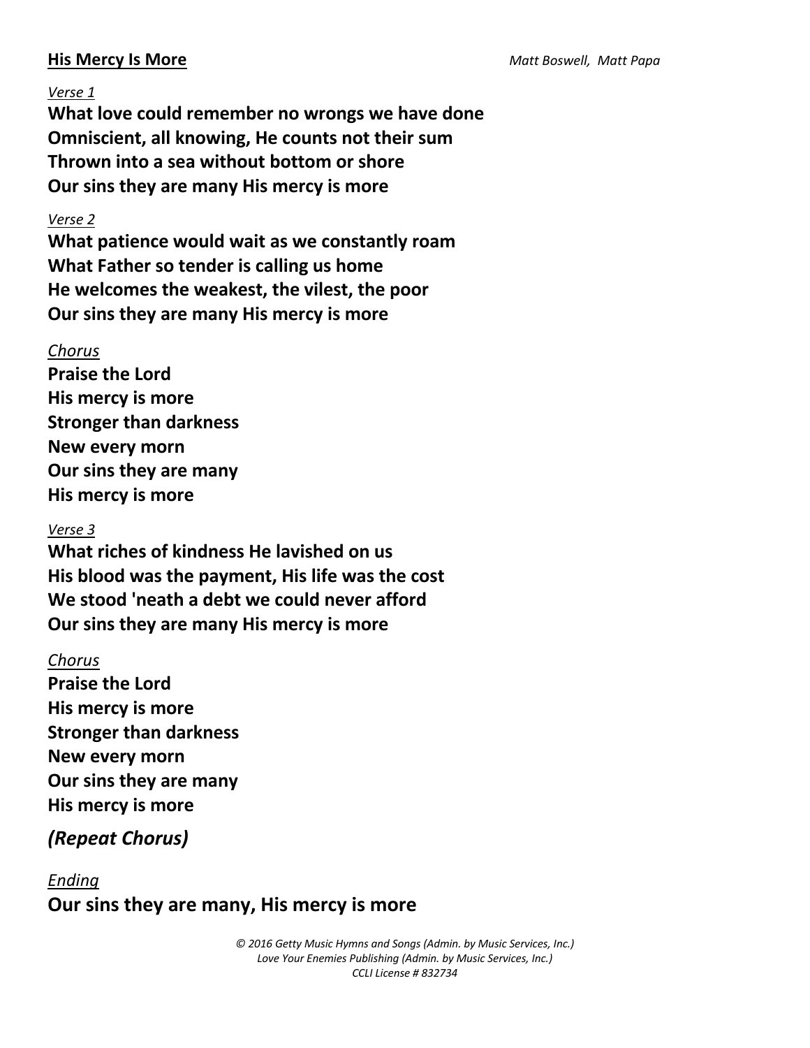**His Mercy Is More** *Matt Boswell, Matt Papa*

*Verse 1*

**What love could remember no wrongs we have done**
**Omniscient, all knowing, He counts not their sum**
**Thrown into a sea without bottom or shore**
**Our sins they are many His mercy is more**

*Verse 2*

**What patience would wait as we constantly roam**
**What Father so tender is calling us home**
**He welcomes the weakest, the vilest, the poor**
**Our sins they are many His mercy is more**

*Chorus*

**Praise the Lord**
**His mercy is more**
**Stronger than darkness**
**New every morn**
**Our sins they are many**
**His mercy is more**

*Verse 3*

**What riches of kindness He lavished on us**
**His blood was the payment, His life was the cost**
**We stood 'neath a debt we could never afford**
**Our sins they are many His mercy is more**

*Chorus*

**Praise the Lord**
**His mercy is more**
**Stronger than darkness**
**New every morn**
**Our sins they are many**
**His mercy is more**

***(Repeat Chorus)***

*Ending*

**Our sins they are many, His mercy is more**

*© 2016 Getty Music Hymns and Songs (Admin. by Music Services, Inc.)*
*Love Your Enemies Publishing (Admin. by Music Services, Inc.)*
*CCLI License # 832734*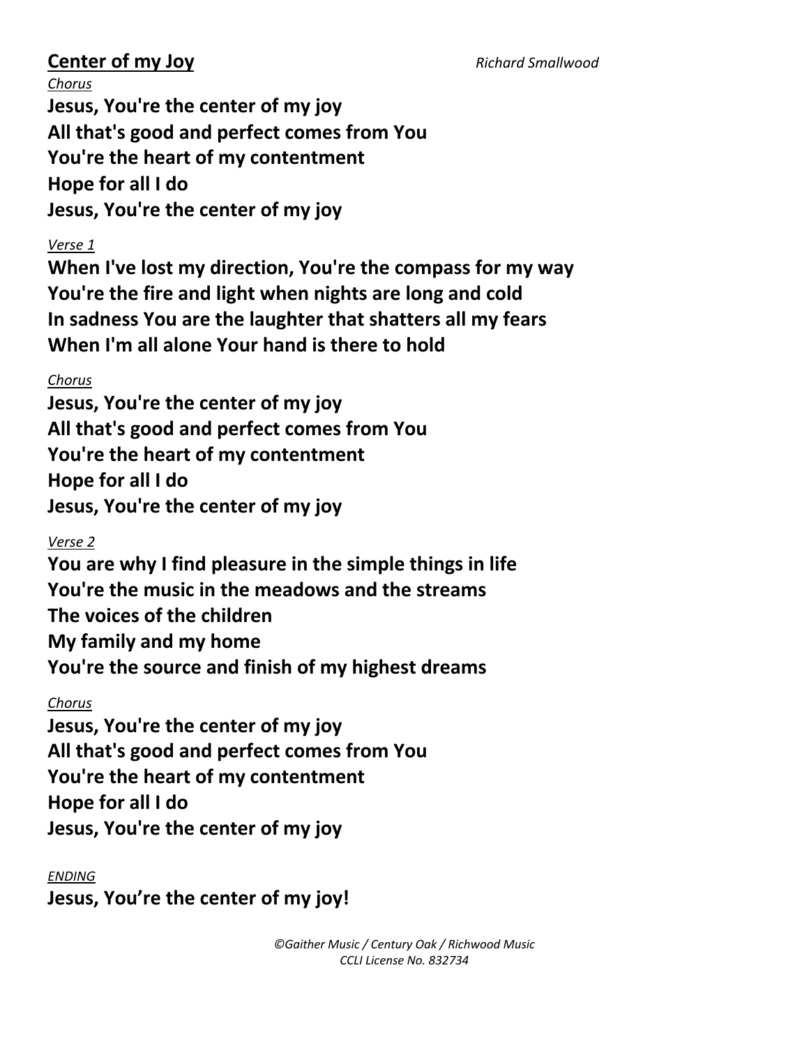## **Center of my Joy**

*Richard Smallwood*

*Chorus*

**Jesus, You're the center of my joy**
**All that's good and perfect comes from You**
**You're the heart of my contentment**
**Hope for all I do**
**Jesus, You're the center of my joy**

*Verse 1*

**When I've lost my direction, You're the compass for my way**
**You're the fire and light when nights are long and cold**
**In sadness You are the laughter that shatters all my fears**
**When I'm all alone Your hand is there to hold**

*Chorus*

**Jesus, You're the center of my joy**
**All that's good and perfect comes from You**
**You're the heart of my contentment**
**Hope for all I do**
**Jesus, You're the center of my joy**

*Verse 2*

**You are why I find pleasure in the simple things in life**
**You're the music in the meadows and the streams**
**The voices of the children**
**My family and my home**
**You're the source and finish of my highest dreams**

*Chorus*

**Jesus, You're the center of my joy**
**All that's good and perfect comes from You**
**You're the heart of my contentment**
**Hope for all I do**
**Jesus, You're the center of my joy**

*ENDING*

**Jesus, You're the center of my joy!**

*©Gaither Music / Century Oak / Richwood Music*
*CCLI License No. 832734*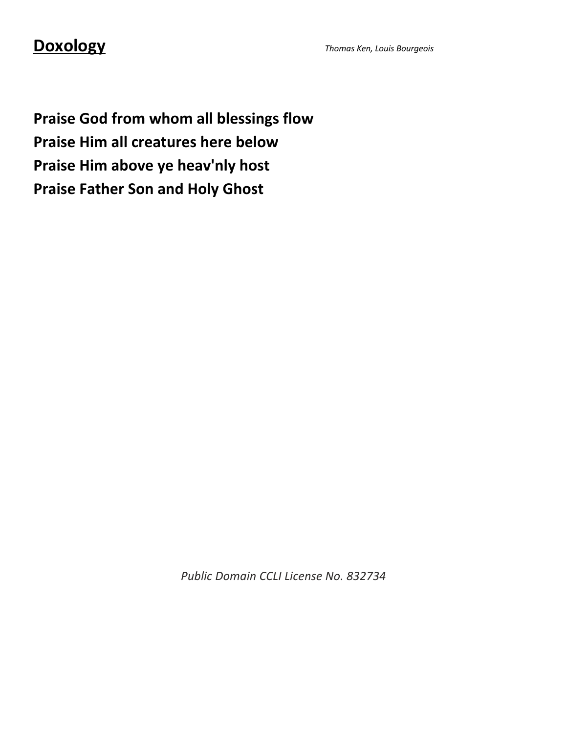# Doxology

*Thomas Ken, Louis Bourgeois*

**Praise God from whom all blessings flow**
**Praise Him all creatures here below**
**Praise Him above ye heav'nly host**
**Praise Father Son and Holy Ghost**

*Public Domain CCLI License No. 832734*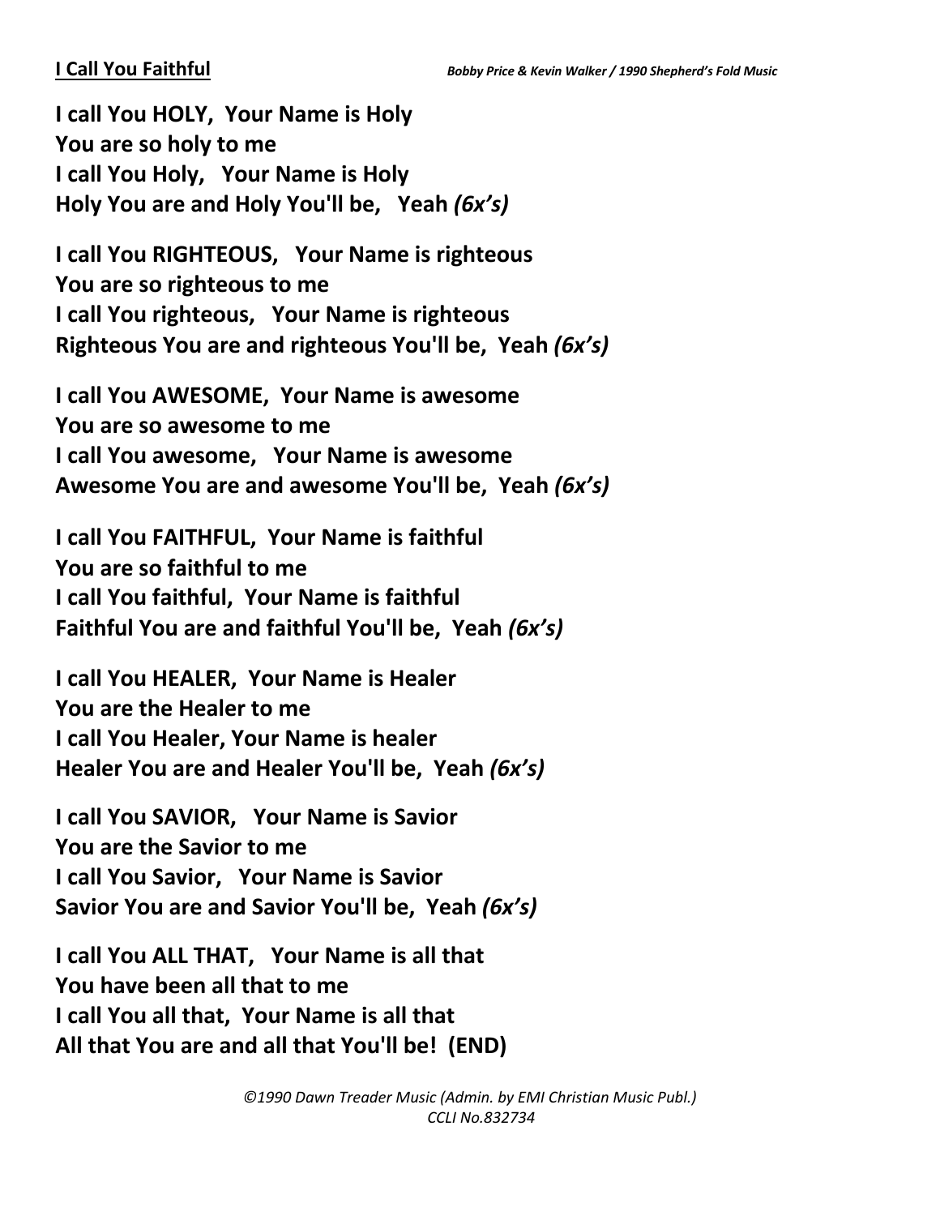**<u>I Call You Faithful</u>** ***Bobby Price & Kevin Walker / 1990 Shepherd's Fold Music***

**I call You HOLY, Your Name is Holy**
**You are so holy to me**
**I call You Holy, Your Name is Holy**
**Holy You are and Holy You'll be, Yeah *(6x's)***

**I call You RIGHTEOUS, Your Name is righteous**
**You are so righteous to me**
**I call You righteous, Your Name is righteous**
**Righteous You are and righteous You'll be, Yeah *(6x's)***

**I call You AWESOME, Your Name is awesome**
**You are so awesome to me**
**I call You awesome, Your Name is awesome**
**Awesome You are and awesome You'll be, Yeah *(6x's)***

**I call You FAITHFUL, Your Name is faithful**
**You are so faithful to me**
**I call You faithful, Your Name is faithful**
**Faithful You are and faithful You'll be, Yeah *(6x's)***

**I call You HEALER, Your Name is Healer**
**You are the Healer to me**
**I call You Healer, Your Name is healer**
**Healer You are and Healer You'll be, Yeah *(6x's)***

**I call You SAVIOR, Your Name is Savior**
**You are the Savior to me**
**I call You Savior, Your Name is Savior**
**Savior You are and Savior You'll be, Yeah *(6x's)***

**I call You ALL THAT, Your Name is all that**
**You have been all that to me**
**I call You all that, Your Name is all that**
**All that You are and all that You'll be! (END)**

*©1990 Dawn Treader Music (Admin. by EMI Christian Music Publ.)*
*CCLI No.832734*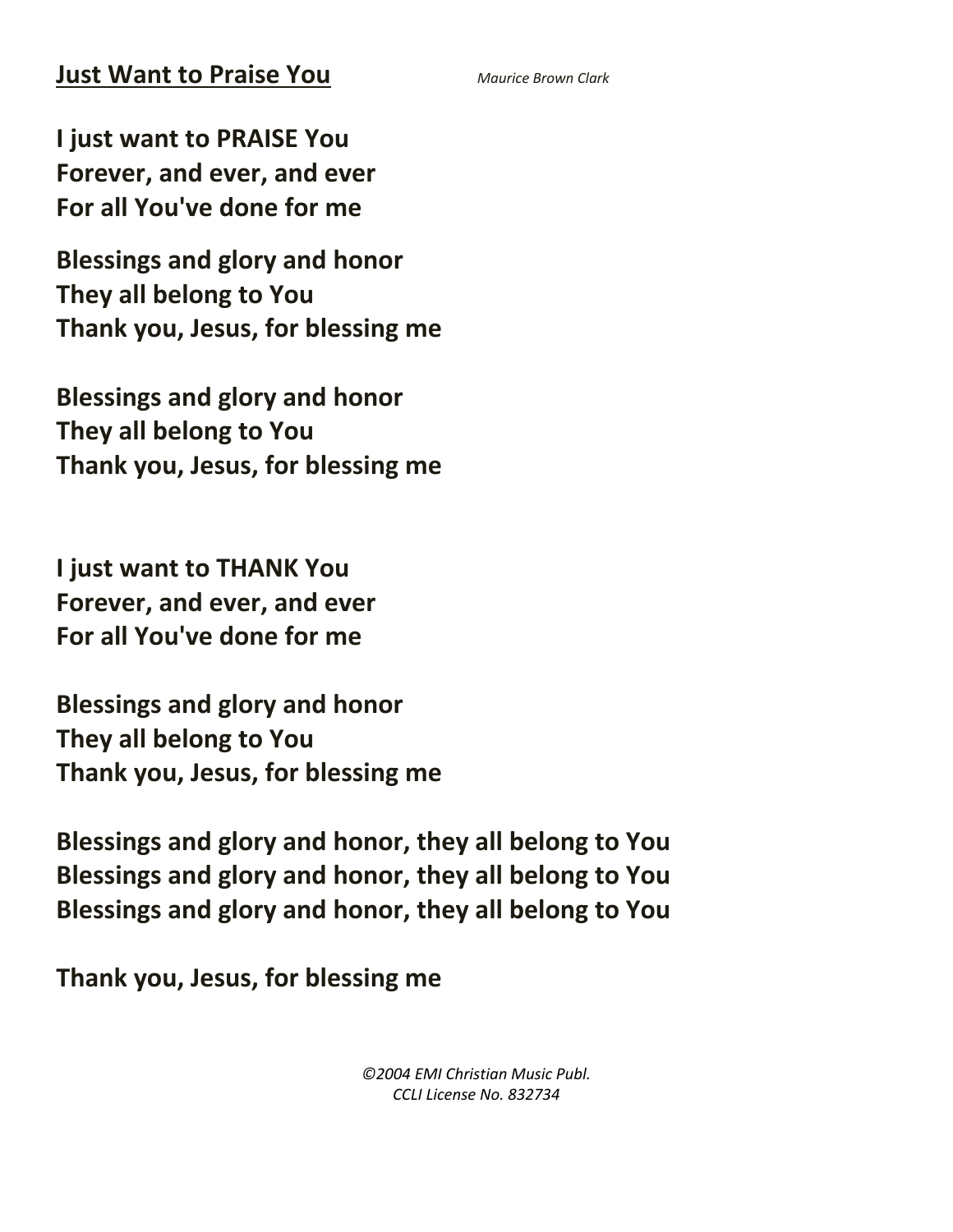## Just Want to Praise You

*Maurice Brown Clark*

**I just want to PRAISE You**
**Forever, and ever, and ever**
**For all You've done for me**

**Blessings and glory and honor**
**They all belong to You**
**Thank you, Jesus, for blessing me**

**Blessings and glory and honor**
**They all belong to You**
**Thank you, Jesus, for blessing me**

**I just want to THANK You**
**Forever, and ever, and ever**
**For all You've done for me**

**Blessings and glory and honor**
**They all belong to You**
**Thank you, Jesus, for blessing me**

**Blessings and glory and honor, they all belong to You**
**Blessings and glory and honor, they all belong to You**
**Blessings and glory and honor, they all belong to You**

**Thank you, Jesus, for blessing me**

*©2004 EMI Christian Music Publ.*
*CCLI License No. 832734*